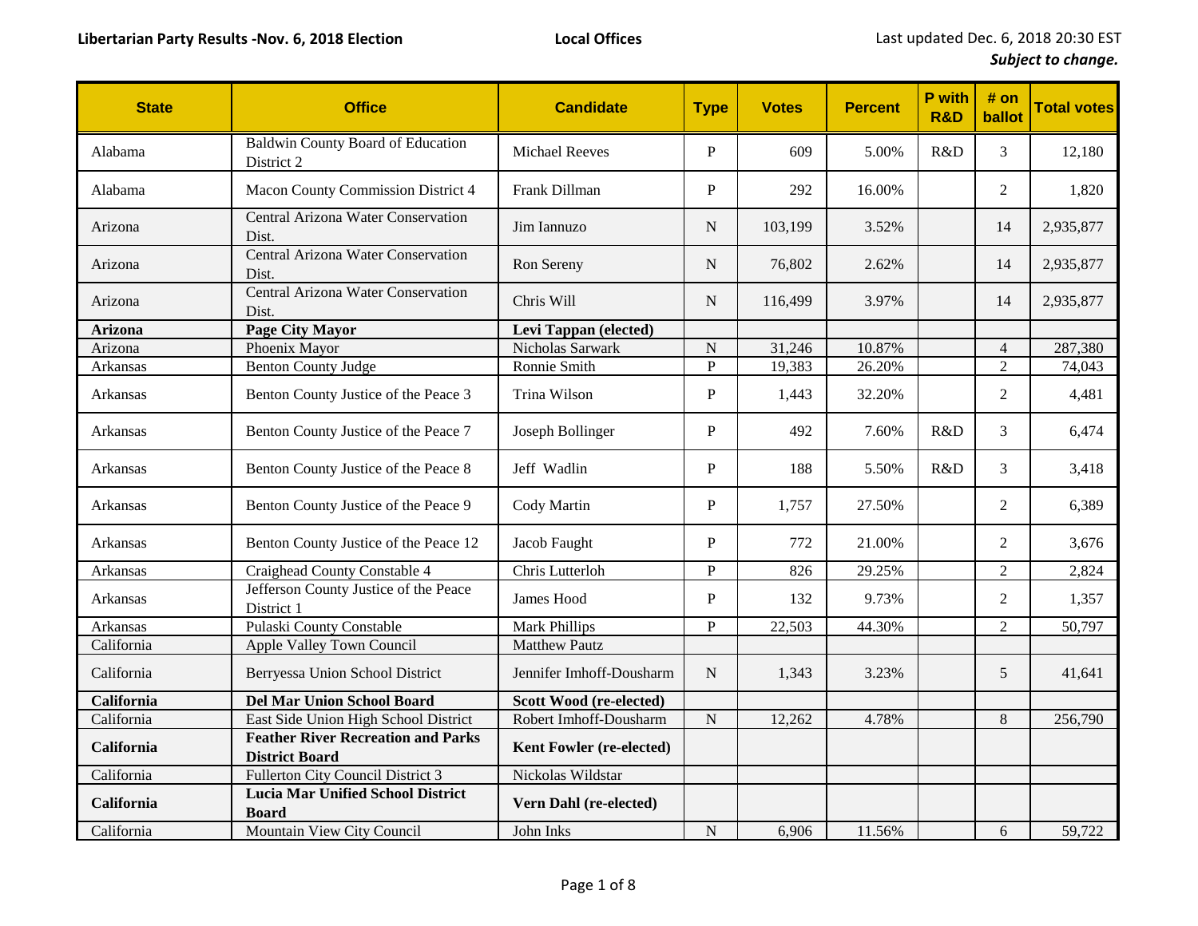**Libertarian Party Results -Nov. 6, 2018 Election** **Local Offices** Last updated Dec. 6, 2018 20:30 EST
***Subject to change.***

| State | Office | Candidate | Type | Votes | Percent | P with R&D | # on ballot | Total votes |
|---|---|---|---|---|---|---|---|---|
| Alabama | Baldwin County Board of Education District 2 | Michael Reeves | P | 609 | 5.00% | R&D | 3 | 12,180 |
| Alabama | Macon County Commission District 4 | Frank Dillman | P | 292 | 16.00% | | 2 | 1,820 |
| Arizona | Central Arizona Water Conservation Dist. | Jim Iannuzo | N | 103,199 | 3.52% | | 14 | 2,935,877 |
| Arizona | Central Arizona Water Conservation Dist. | Ron Sereny | N | 76,802 | 2.62% | | 14 | 2,935,877 |
| Arizona | Central Arizona Water Conservation Dist. | Chris Will | N | 116,499 | 3.97% | | 14 | 2,935,877 |
| **Arizona** | **Page City Mayor** | **Levi Tappan (elected)** | | | | | | |
| Arizona | Phoenix Mayor | Nicholas Sarwark | N | 31,246 | 10.87% | | 4 | 287,380 |
| Arkansas | Benton County Judge | Ronnie Smith | P | 19,383 | 26.20% | | 2 | 74,043 |
| Arkansas | Benton County Justice of the Peace 3 | Trina Wilson | P | 1,443 | 32.20% | | 2 | 4,481 |
| Arkansas | Benton County Justice of the Peace 7 | Joseph Bollinger | P | 492 | 7.60% | R&D | 3 | 6,474 |
| Arkansas | Benton County Justice of the Peace 8 | Jeff Wadlin | P | 188 | 5.50% | R&D | 3 | 3,418 |
| Arkansas | Benton County Justice of the Peace 9 | Cody Martin | P | 1,757 | 27.50% | | 2 | 6,389 |
| Arkansas | Benton County Justice of the Peace 12 | Jacob Faught | P | 772 | 21.00% | | 2 | 3,676 |
| Arkansas | Craighead County Constable 4 | Chris Lutterloh | P | 826 | 29.25% | | 2 | 2,824 |
| Arkansas | Jefferson County Justice of the Peace District 1 | James Hood | P | 132 | 9.73% | | 2 | 1,357 |
| Arkansas | Pulaski County Constable | Mark Phillips | P | 22,503 | 44.30% | | 2 | 50,797 |
| California | Apple Valley Town Council | Matthew Pautz | | | | | | |
| California | Berryessa Union School District | Jennifer Imhoff-Dousharm | N | 1,343 | 3.23% | | 5 | 41,641 |
| **California** | **Del Mar Union School Board** | **Scott Wood (re-elected)** | | | | | | |
| California | East Side Union High School District | Robert Imhoff-Dousharm | N | 12,262 | 4.78% | | 8 | 256,790 |
| **California** | **Feather River Recreation and Parks District Board** | **Kent Fowler (re-elected)** | | | | | | |
| California | Fullerton City Council District 3 | Nickolas Wildstar | | | | | | |
| **California** | **Lucia Mar Unified School District Board** | **Vern Dahl (re-elected)** | | | | | | |
| California | Mountain View City Council | John Inks | N | 6,906 | 11.56% | | 6 | 59,722 |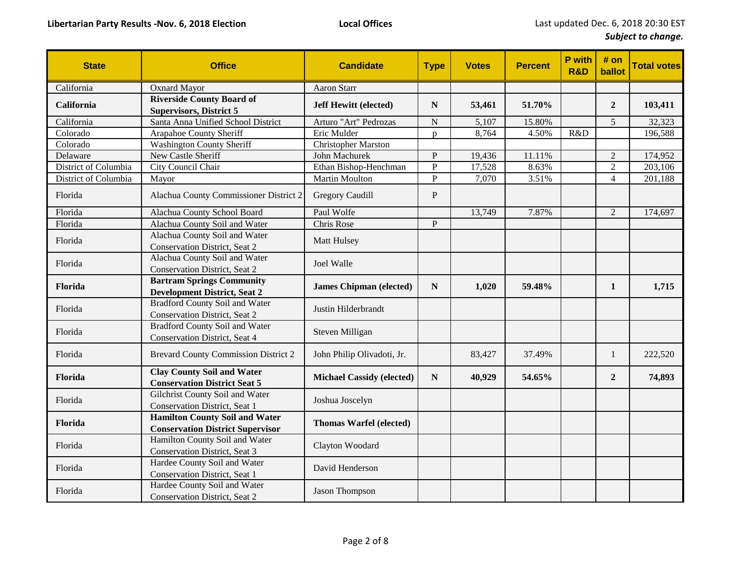| State | Office | Candidate | Type | Votes | Percent | P with R&D | # on ballot | Total votes |
|---|---|---|---|---|---|---|---|---|
| California | Oxnard Mayor | Aaron Starr | | | | | | |
| **California** | **Riverside County Board of Supervisors, District 5** | **Jeff Hewitt (elected)** | **N** | **53,461** | **51.70%** | | **2** | **103,411** |
| California | Santa Anna Unified School District | Arturo "Art" Pedrozas | N | 5,107 | 15.80% | | 5 | 32,323 |
| Colorado | Arapahoe County Sheriff | Eric Mulder | p | 8,764 | 4.50% | R&D | | 196,588 |
| Colorado | Washington County Sheriff | Christopher Marston | | | | | | |
| Delaware | New Castle Sheriff | John Machurek | P | 19,436 | 11.11% | | 2 | 174,952 |
| District of Columbia | City Council Chair | Ethan Bishop-Henchman | P | 17,528 | 8.63% | | 2 | 203,106 |
| District of Columbia | Mayor | Martin Moulton | P | 7,070 | 3.51% | | 4 | 201,188 |
| Florida | Alachua County Commissioner District 2 | Gregory Caudill | P | | | | | |
| Florida | Alachua County School Board | Paul Wolfe | | 13,749 | 7.87% | | 2 | 174,697 |
| Florida | Alachua County Soil and Water | Chris Rose | P | | | | | |
| Florida | Alachua County Soil and Water Conservation District, Seat 2 | Matt Hulsey | | | | | | |
| Florida | Alachua County Soil and Water Conservation District, Seat 2 | Joel Walle | | | | | | |
| **Florida** | **Bartram Springs Community Development District, Seat 2** | **James Chipman (elected)** | **N** | **1,020** | **59.48%** | | **1** | **1,715** |
| Florida | Bradford County Soil and Water Conservation District, Seat 2 | Justin Hilderbrandt | | | | | | |
| Florida | Bradford County Soil and Water Conservation District, Seat 4 | Steven Milligan | | | | | | |
| Florida | Brevard County Commission District 2 | John Philip Olivadoti, Jr. | | 83,427 | 37.49% | | 1 | 222,520 |
| **Florida** | **Clay County Soil and Water Conservation District Seat 5** | **Michael Cassidy (elected)** | **N** | **40,929** | **54.65%** | | **2** | **74,893** |
| Florida | Gilchrist County Soil and Water Conservation District, Seat 1 | Joshua Joscelyn | | | | | | |
| **Florida** | **Hamilton County Soil and Water Conservation District Supervisor** | **Thomas Warfel (elected)** | | | | | | |
| Florida | Hamilton County Soil and Water Conservation District, Seat 3 | Clayton Woodard | | | | | | |
| Florida | Hardee County Soil and Water Conservation District, Seat 1 | David Henderson | | | | | | |
| Florida | Hardee County Soil and Water Conservation District, Seat 2 | Jason Thompson | | | | | | |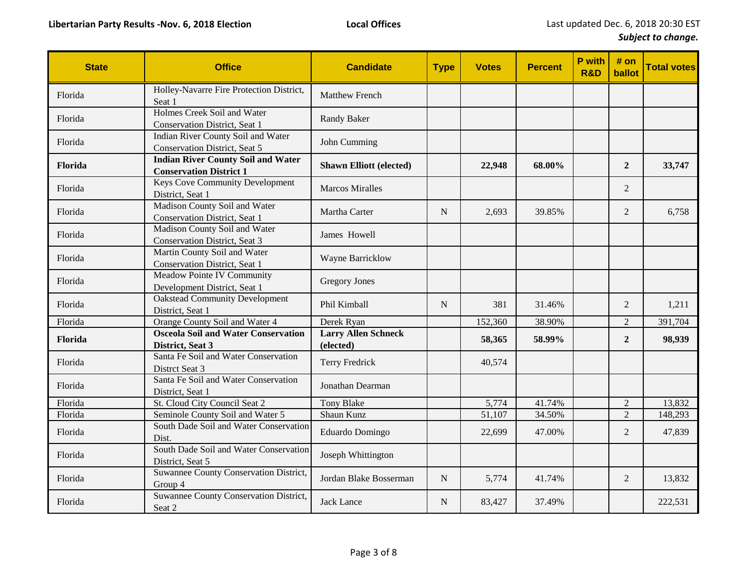Libertarian Party Results -Nov. 6, 2018 Election

Local Offices

Last updated Dec. 6, 2018 20:30 EST
*Subject to change.*

| State | Office | Candidate | Type | Votes | Percent | P with R&D | # on ballot | Total votes |
|---|---|---|---|---|---|---|---|---|
| Florida | Holley-Navarre Fire Protection District, Seat 1 | Matthew French | | | | | | |
| Florida | Holmes Creek Soil and Water Conservation District, Seat 1 | Randy Baker | | | | | | |
| Florida | Indian River County Soil and Water Conservation District, Seat 5 | John Cumming | | | | | | |
| **Florida** | **Indian River County Soil and Water Conservation District 1** | **Shawn Elliott (elected)** | | **22,948** | **68.00%** | | **2** | **33,747** |
| Florida | Keys Cove Community Development District, Seat 1 | Marcos Miralles | | | | | 2 | |
| Florida | Madison County Soil and Water Conservation District, Seat 1 | Martha Carter | N | 2,693 | 39.85% | | 2 | 6,758 |
| Florida | Madison County Soil and Water Conservation District, Seat 3 | James Howell | | | | | | |
| Florida | Martin County Soil and Water Conservation District, Seat 1 | Wayne Barricklow | | | | | | |
| Florida | Meadow Pointe IV Community Development District, Seat 1 | Gregory Jones | | | | | | |
| Florida | Oakstead Community Development District, Seat 1 | Phil Kimball | N | 381 | 31.46% | | 2 | 1,211 |
| Florida | Orange County Soil and Water 4 | Derek Ryan | | 152,360 | 38.90% | | 2 | 391,704 |
| **Florida** | **Osceola Soil and Water Conservation District, Seat 3** | **Larry Allen Schneck (elected)** | | **58,365** | **58.99%** | | **2** | **98,939** |
| Florida | Santa Fe Soil and Water Conservation Distrct Seat 3 | Terry Fredrick | | 40,574 | | | | |
| Florida | Santa Fe Soil and Water Conservation District, Seat 1 | Jonathan Dearman | | | | | | |
| Florida | St. Cloud City Council Seat 2 | Tony Blake | | 5,774 | 41.74% | | 2 | 13,832 |
| Florida | Seminole County Soil and Water 5 | Shaun Kunz | | 51,107 | 34.50% | | 2 | 148,293 |
| Florida | South Dade Soil and Water Conservation Dist. | Eduardo Domingo | | 22,699 | 47.00% | | 2 | 47,839 |
| Florida | South Dade Soil and Water Conservation District, Seat 5 | Joseph Whittington | | | | | | |
| Florida | Suwannee County Conservation District, Group 4 | Jordan Blake Bosserman | N | 5,774 | 41.74% | | 2 | 13,832 |
| Florida | Suwannee County Conservation District, Seat 2 | Jack Lance | N | 83,427 | 37.49% | | | 222,531 |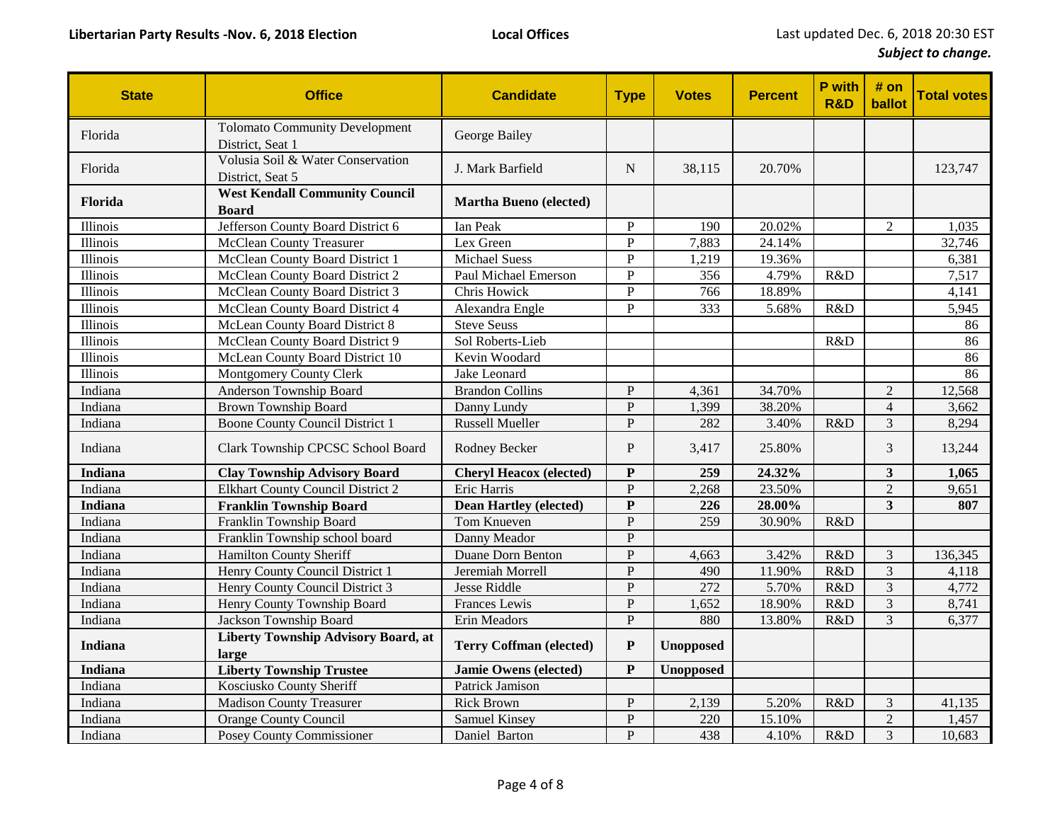| State | Office | Candidate | Type | Votes | Percent | P with R&D | # on ballot | Total votes |
|---|---|---|---|---|---|---|---|---|
| Florida | Tolomato Community Development District, Seat 1 | George Bailey | | | | | | |
| Florida | Volusia Soil & Water Conservation District, Seat 5 | J. Mark Barfield | N | 38,115 | 20.70% | | | 123,747 |
| **Florida** | **West Kendall Community Council Board** | **Martha Bueno (elected)** | | | | | | |
| Illinois | Jefferson County Board District 6 | Ian Peak | P | 190 | 20.02% | | 2 | 1,035 |
| Illinois | McClean County Treasurer | Lex Green | P | 7,883 | 24.14% | | | 32,746 |
| Illinois | McClean County Board District 1 | Michael Suess | P | 1,219 | 19.36% | | | 6,381 |
| Illinois | McClean County Board District 2 | Paul Michael Emerson | P | 356 | 4.79% | R&D | | 7,517 |
| Illinois | McClean County Board District 3 | Chris Howick | P | 766 | 18.89% | | | 4,141 |
| Illinois | McClean County Board District 4 | Alexandra Engle | P | 333 | 5.68% | R&D | | 5,945 |
| Illinois | McLean County Board District 8 | Steve Seuss | | | | | | 86 |
| Illinois | McClean County Board District 9 | Sol Roberts-Lieb | | | | R&D | | 86 |
| Illinois | McLean County Board District 10 | Kevin Woodard | | | | | | 86 |
| Illinois | Montgomery County Clerk | Jake Leonard | | | | | | 86 |
| Indiana | Anderson Township Board | Brandon Collins | P | 4,361 | 34.70% | | 2 | 12,568 |
| Indiana | Brown Township Board | Danny Lundy | P | 1,399 | 38.20% | | 4 | 3,662 |
| Indiana | Boone County Council District 1 | Russell Mueller | P | 282 | 3.40% | R&D | 3 | 8,294 |
| Indiana | Clark Township CPCSC School Board | Rodney Becker | P | 3,417 | 25.80% | | 3 | 13,244 |
| **Indiana** | **Clay Township Advisory Board** | **Cheryl Heacox (elected)** | **P** | **259** | **24.32%** | | **3** | **1,065** |
| Indiana | Elkhart County Council District 2 | Eric Harris | P | 2,268 | 23.50% | | 2 | 9,651 |
| **Indiana** | **Franklin Township Board** | **Dean Hartley (elected)** | **P** | **226** | **28.00%** | | **3** | **807** |
| Indiana | Franklin Township Board | Tom Knueven | P | 259 | 30.90% | R&D | | |
| Indiana | Franklin Township school board | Danny Meador | P | | | | | |
| Indiana | Hamilton County Sheriff | Duane Dorn Benton | P | 4,663 | 3.42% | R&D | 3 | 136,345 |
| Indiana | Henry County Council District 1 | Jeremiah Morrell | P | 490 | 11.90% | R&D | 3 | 4,118 |
| Indiana | Henry County Council District 3 | Jesse Riddle | P | 272 | 5.70% | R&D | 3 | 4,772 |
| Indiana | Henry County Township Board | Frances Lewis | P | 1,652 | 18.90% | R&D | 3 | 8,741 |
| Indiana | Jackson Township Board | Erin Meadors | P | 880 | 13.80% | R&D | 3 | 6,377 |
| **Indiana** | **Liberty Township Advisory Board, at large** | **Terry Coffman (elected)** | **P** | **Unopposed** | | | | |
| **Indiana** | **Liberty Township Trustee** | **Jamie Owens (elected)** | **P** | **Unopposed** | | | | |
| Indiana | Kosciusko County Sheriff | Patrick Jamison | | | | | | |
| Indiana | Madison County Treasurer | Rick Brown | P | 2,139 | 5.20% | R&D | 3 | 41,135 |
| Indiana | Orange County Council | Samuel Kinsey | P | 220 | 15.10% | | 2 | 1,457 |
| Indiana | Posey County Commissioner | Daniel Barton | P | 438 | 4.10% | R&D | 3 | 10,683 |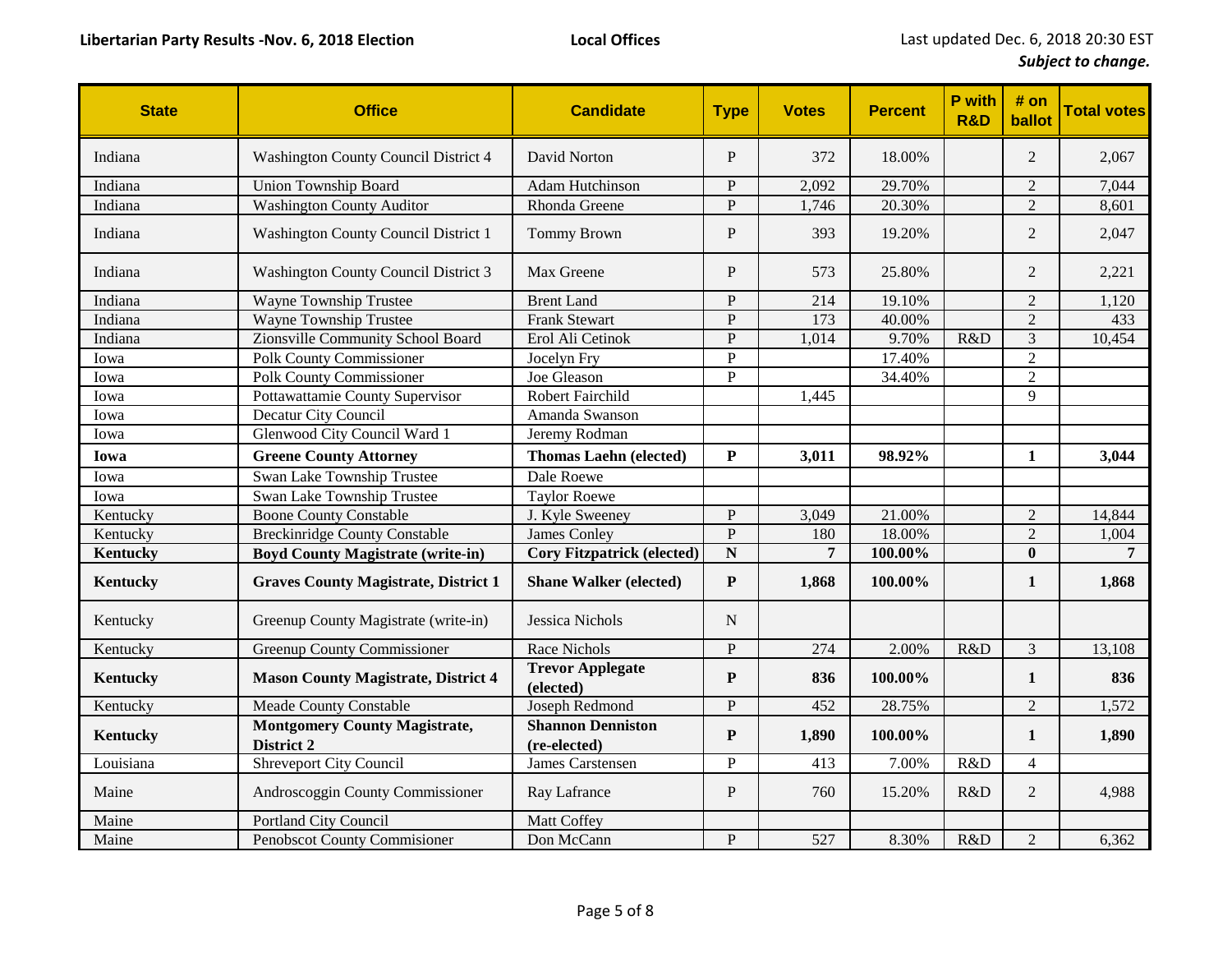Libertarian Party Results -Nov. 6, 2018 Election | Local Offices | Last updated Dec. 6, 2018 20:30 EST

*Subject to change.*

| State | Office | Candidate | Type | Votes | Percent | P with R&D | # on ballot | Total votes |
|---|---|---|---|---|---|---|---|---|
| Indiana | Washington County Council District 4 | David Norton | P | 372 | 18.00% | | 2 | 2,067 |
| Indiana | Union Township Board | Adam Hutchinson | P | 2,092 | 29.70% | | 2 | 7,044 |
| Indiana | Washington County Auditor | Rhonda Greene | P | 1,746 | 20.30% | | 2 | 8,601 |
| Indiana | Washington County Council District 1 | Tommy Brown | P | 393 | 19.20% | | 2 | 2,047 |
| Indiana | Washington County Council District 3 | Max Greene | P | 573 | 25.80% | | 2 | 2,221 |
| Indiana | Wayne Township Trustee | Brent Land | P | 214 | 19.10% | | 2 | 1,120 |
| Indiana | Wayne Township Trustee | Frank Stewart | P | 173 | 40.00% | | 2 | 433 |
| Indiana | Zionsville Community School Board | Erol Ali Cetinok | P | 1,014 | 9.70% | R&D | 3 | 10,454 |
| Iowa | Polk County Commissioner | Jocelyn Fry | P | | 17.40% | | 2 | |
| Iowa | Polk County Commissioner | Joe Gleason | P | | 34.40% | | 2 | |
| Iowa | Pottawattamie County Supervisor | Robert Fairchild | | 1,445 | | | 9 | |
| Iowa | Decatur City Council | Amanda Swanson | | | | | | |
| Iowa | Glenwood City Council Ward 1 | Jeremy Rodman | | | | | | |
| **Iowa** | **Greene County Attorney** | **Thomas Laehn (elected)** | **P** | **3,011** | **98.92%** | | **1** | **3,044** |
| Iowa | Swan Lake Township Trustee | Dale Roewe | | | | | | |
| Iowa | Swan Lake Township Trustee | Taylor Roewe | | | | | | |
| Kentucky | Boone County Constable | J. Kyle Sweeney | P | 3,049 | 21.00% | | 2 | 14,844 |
| Kentucky | Breckinridge County Constable | James Conley | P | 180 | 18.00% | | 2 | 1,004 |
| **Kentucky** | **Boyd County Magistrate (write-in)** | **Cory Fitzpatrick (elected)** | **N** | **7** | **100.00%** | | **0** | **7** |
| **Kentucky** | **Graves County Magistrate, District 1** | **Shane Walker (elected)** | **P** | **1,868** | **100.00%** | | **1** | **1,868** |
| Kentucky | Greenup County Magistrate (write-in) | Jessica Nichols | N | | | | | |
| Kentucky | Greenup County Commissioner | Race Nichols | P | 274 | 2.00% | R&D | 3 | 13,108 |
| **Kentucky** | **Mason County Magistrate, District 4** | **Trevor Applegate (elected)** | **P** | **836** | **100.00%** | | **1** | **836** |
| Kentucky | Meade County Constable | Joseph Redmond | P | 452 | 28.75% | | 2 | 1,572 |
| **Kentucky** | **Montgomery County Magistrate, District 2** | **Shannon Denniston (re-elected)** | **P** | **1,890** | **100.00%** | | **1** | **1,890** |
| Louisiana | Shreveport City Council | James Carstensen | P | 413 | 7.00% | R&D | 4 | |
| Maine | Androscoggin County Commissioner | Ray Lafrance | P | 760 | 15.20% | R&D | 2 | 4,988 |
| Maine | Portland City Council | Matt Coffey | | | | | | |
| Maine | Penobscot County Commisioner | Don McCann | P | 527 | 8.30% | R&D | 2 | 6,362 |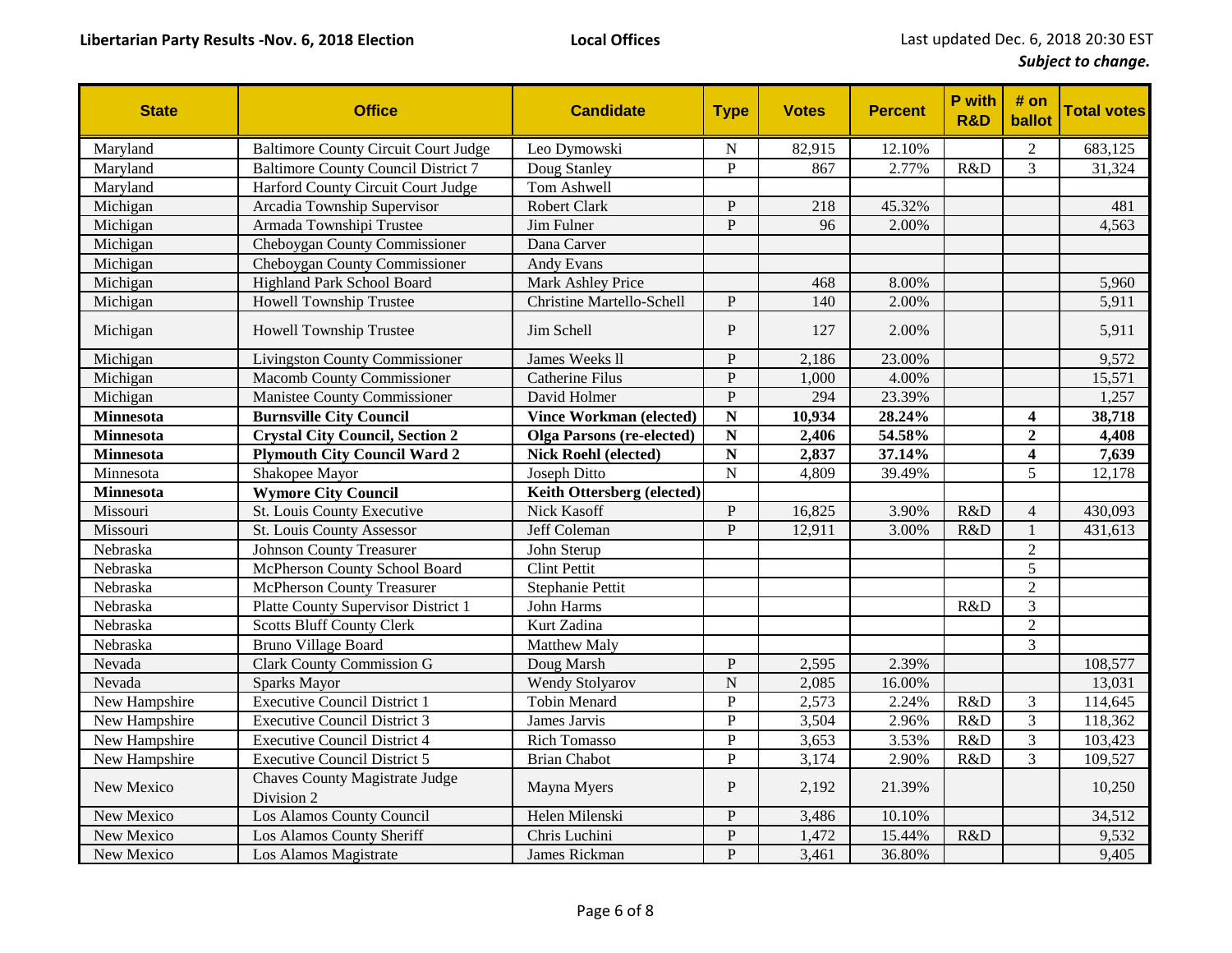| State | Office | Candidate | Type | Votes | Percent | P with R&D | # on ballot | Total votes |
|---|---|---|---|---|---|---|---|---|
| Maryland | Baltimore County Circuit Court Judge | Leo Dymowski | N | 82,915 | 12.10% | | 2 | 683,125 |
| Maryland | Baltimore County Council District 7 | Doug Stanley | P | 867 | 2.77% | R&D | 3 | 31,324 |
| Maryland | Harford County Circuit Court Judge | Tom Ashwell | | | | | | |
| Michigan | Arcadia Township Supervisor | Robert Clark | P | 218 | 45.32% | | | 481 |
| Michigan | Armada Townshipi Trustee | Jim Fulner | P | 96 | 2.00% | | | 4,563 |
| Michigan | Cheboygan County Commissioner | Dana Carver | | | | | | |
| Michigan | Cheboygan County Commissioner | Andy Evans | | | | | | |
| Michigan | Highland Park School Board | Mark Ashley Price | | 468 | 8.00% | | | 5,960 |
| Michigan | Howell Township Trustee | Christine Martello-Schell | P | 140 | 2.00% | | | 5,911 |
| Michigan | Howell Township Trustee | Jim Schell | P | 127 | 2.00% | | | 5,911 |
| Michigan | Livingston County Commissioner | James Weeks ll | P | 2,186 | 23.00% | | | 9,572 |
| Michigan | Macomb County Commissioner | Catherine Filus | P | 1,000 | 4.00% | | | 15,571 |
| Michigan | Manistee County Commissioner | David Holmer | P | 294 | 23.39% | | | 1,257 |
| **Minnesota** | **Burnsville City Council** | **Vince Workman (elected)** | **N** | **10,934** | **28.24%** | | **4** | **38,718** |
| **Minnesota** | **Crystal City Council, Section 2** | **Olga Parsons (re-elected)** | **N** | **2,406** | **54.58%** | | **2** | **4,408** |
| **Minnesota** | **Plymouth City Council Ward 2** | **Nick Roehl (elected)** | **N** | **2,837** | **37.14%** | | **4** | **7,639** |
| Minnesota | Shakopee Mayor | Joseph Ditto | N | 4,809 | 39.49% | | 5 | 12,178 |
| **Minnesota** | **Wymore City Council** | **Keith Ottersberg (elected)** | | | | | | |
| Missouri | St. Louis County Executive | Nick Kasoff | P | 16,825 | 3.90% | R&D | 4 | 430,093 |
| Missouri | St. Louis County Assessor | Jeff Coleman | P | 12,911 | 3.00% | R&D | 1 | 431,613 |
| Nebraska | Johnson County Treasurer | John Sterup | | | | | 2 | |
| Nebraska | McPherson County School Board | Clint Pettit | | | | | 5 | |
| Nebraska | McPherson County Treasurer | Stephanie Pettit | | | | | 2 | |
| Nebraska | Platte County Supervisor District 1 | John Harms | | | | R&D | 3 | |
| Nebraska | Scotts Bluff County Clerk | Kurt Zadina | | | | | 2 | |
| Nebraska | Bruno Village Board | Matthew Maly | | | | | 3 | |
| Nevada | Clark County Commission G | Doug Marsh | P | 2,595 | 2.39% | | | 108,577 |
| Nevada | Sparks Mayor | Wendy Stolyarov | N | 2,085 | 16.00% | | | 13,031 |
| New Hampshire | Executive Council District 1 | Tobin Menard | P | 2,573 | 2.24% | R&D | 3 | 114,645 |
| New Hampshire | Executive Council District 3 | James Jarvis | P | 3,504 | 2.96% | R&D | 3 | 118,362 |
| New Hampshire | Executive Council District 4 | Rich Tomasso | P | 3,653 | 3.53% | R&D | 3 | 103,423 |
| New Hampshire | Executive Council District 5 | Brian Chabot | P | 3,174 | 2.90% | R&D | 3 | 109,527 |
| New Mexico | Chaves County Magistrate Judge Division 2 | Mayna Myers | P | 2,192 | 21.39% | | | 10,250 |
| New Mexico | Los Alamos County Council | Helen Milenski | P | 3,486 | 10.10% | | | 34,512 |
| New Mexico | Los Alamos County Sheriff | Chris Luchini | P | 1,472 | 15.44% | R&D | | 9,532 |
| New Mexico | Los Alamos Magistrate | James Rickman | P | 3,461 | 36.80% | | | 9,405 |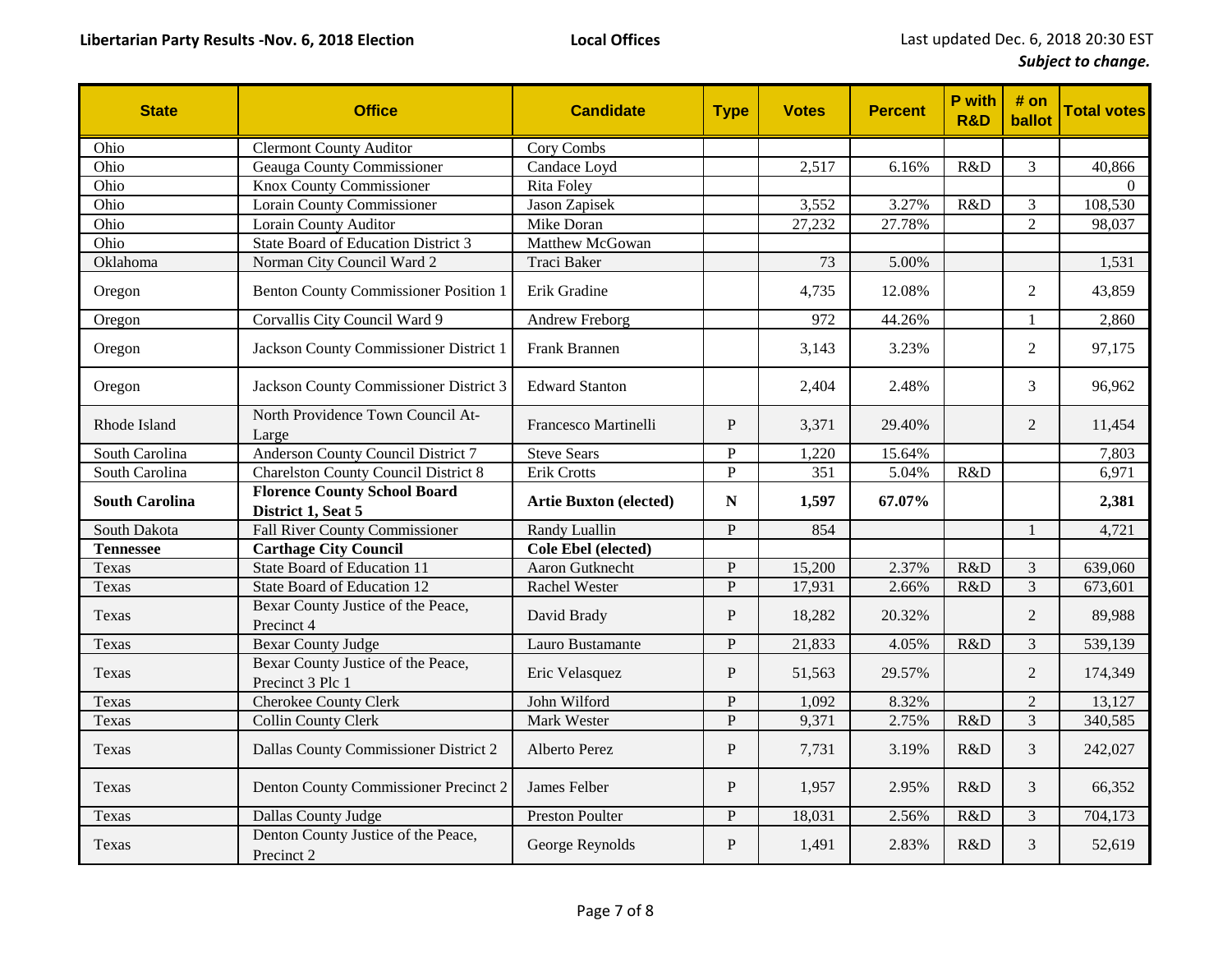**Libertarian Party Results -Nov. 6, 2018 Election** **Local Offices** Last updated Dec. 6, 2018 20:30 EST

***Subject to change.***

| State | Office | Candidate | Type | Votes | Percent | P with R&D | # on ballot | Total votes |
|---|---|---|---|---|---|---|---|---|
| Ohio | Clermont County Auditor | Cory Combs | | | | | | |
| Ohio | Geauga County Commissioner | Candace Loyd | | 2,517 | 6.16% | R&D | 3 | 40,866 |
| Ohio | Knox County Commissioner | Rita Foley | | | | | | 0 |
| Ohio | Lorain County Commissioner | Jason Zapisek | | 3,552 | 3.27% | R&D | 3 | 108,530 |
| Ohio | Lorain County Auditor | Mike Doran | | 27,232 | 27.78% | | 2 | 98,037 |
| Ohio | State Board of Education District 3 | Matthew McGowan | | | | | | |
| Oklahoma | Norman City Council Ward 2 | Traci Baker | | 73 | 5.00% | | | 1,531 |
| Oregon | Benton County Commissioner Position 1 | Erik Gradine | | 4,735 | 12.08% | | 2 | 43,859 |
| Oregon | Corvallis City Council Ward 9 | Andrew Freborg | | 972 | 44.26% | | 1 | 2,860 |
| Oregon | Jackson County Commissioner District 1 | Frank Brannen | | 3,143 | 3.23% | | 2 | 97,175 |
| Oregon | Jackson County Commissioner District 3 | Edward Stanton | | 2,404 | 2.48% | | 3 | 96,962 |
| Rhode Island | North Providence Town Council At-Large | Francesco Martinelli | P | 3,371 | 29.40% | | 2 | 11,454 |
| South Carolina | Anderson County Council District 7 | Steve Sears | P | 1,220 | 15.64% | | | 7,803 |
| South Carolina | Charelston County Council District 8 | Erik Crotts | P | 351 | 5.04% | R&D | | 6,971 |
| **South Carolina** | **Florence County School Board District 1, Seat 5** | **Artie Buxton (elected)** | **N** | **1,597** | **67.07%** | | | **2,381** |
| South Dakota | Fall River County Commissioner | Randy Luallin | P | 854 | | | 1 | 4,721 |
| **Tennessee** | **Carthage City Council** | **Cole Ebel (elected)** | | | | | | |
| Texas | State Board of Education 11 | Aaron Gutknecht | P | 15,200 | 2.37% | R&D | 3 | 639,060 |
| Texas | State Board of Education 12 | Rachel Wester | P | 17,931 | 2.66% | R&D | 3 | 673,601 |
| Texas | Bexar County Justice of the Peace, Precinct 4 | David Brady | P | 18,282 | 20.32% | | 2 | 89,988 |
| Texas | Bexar County Judge | Lauro Bustamante | P | 21,833 | 4.05% | R&D | 3 | 539,139 |
| Texas | Bexar County Justice of the Peace, Precinct 3 Plc 1 | Eric Velasquez | P | 51,563 | 29.57% | | 2 | 174,349 |
| Texas | Cherokee County Clerk | John Wilford | P | 1,092 | 8.32% | | 2 | 13,127 |
| Texas | Collin County Clerk | Mark Wester | P | 9,371 | 2.75% | R&D | 3 | 340,585 |
| Texas | Dallas County Commissioner District 2 | Alberto Perez | P | 7,731 | 3.19% | R&D | 3 | 242,027 |
| Texas | Denton County Commissioner Precinct 2 | James Felber | P | 1,957 | 2.95% | R&D | 3 | 66,352 |
| Texas | Dallas County Judge | Preston Poulter | P | 18,031 | 2.56% | R&D | 3 | 704,173 |
| Texas | Denton County Justice of the Peace, Precinct 2 | George Reynolds | P | 1,491 | 2.83% | R&D | 3 | 52,619 |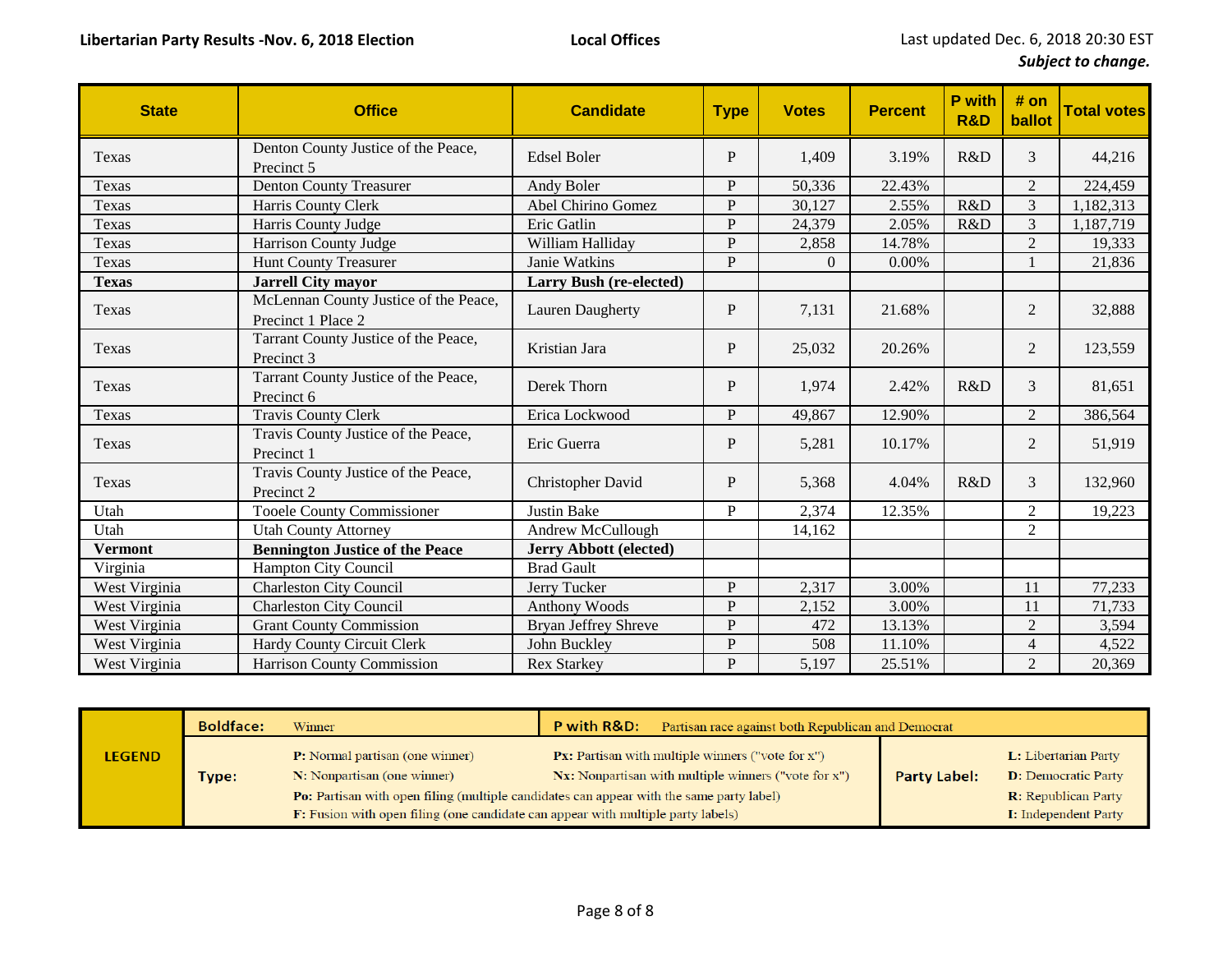Libertarian Party Results -Nov. 6, 2018 Election

Local Offices

Last updated Dec. 6, 2018 20:30 EST
***Subject to change.***

| State | Office | Candidate | Type | Votes | Percent | P with R&D | # on ballot | Total votes |
|---|---|---|---|---|---|---|---|---|
| Texas | Denton County Justice of the Peace, Precinct 5 | Edsel Boler | P | 1,409 | 3.19% | R&D | 3 | 44,216 |
| Texas | Denton County Treasurer | Andy Boler | P | 50,336 | 22.43% | | 2 | 224,459 |
| Texas | Harris County Clerk | Abel Chirino Gomez | P | 30,127 | 2.55% | R&D | 3 | 1,182,313 |
| Texas | Harris County Judge | Eric Gatlin | P | 24,379 | 2.05% | R&D | 3 | 1,187,719 |
| Texas | Harrison County Judge | William Halliday | P | 2,858 | 14.78% | | 2 | 19,333 |
| Texas | Hunt County Treasurer | Janie Watkins | P | 0 | 0.00% | | 1 | 21,836 |
| **Texas** | **Jarrell City mayor** | **Larry Bush (re-elected)** | | | | | | |
| Texas | McLennan County Justice of the Peace, Precinct 1 Place 2 | Lauren Daugherty | P | 7,131 | 21.68% | | 2 | 32,888 |
| Texas | Tarrant County Justice of the Peace, Precinct 3 | Kristian Jara | P | 25,032 | 20.26% | | 2 | 123,559 |
| Texas | Tarrant County Justice of the Peace, Precinct 6 | Derek Thorn | P | 1,974 | 2.42% | R&D | 3 | 81,651 |
| Texas | Travis County Clerk | Erica Lockwood | P | 49,867 | 12.90% | | 2 | 386,564 |
| Texas | Travis County Justice of the Peace, Precinct 1 | Eric Guerra | P | 5,281 | 10.17% | | 2 | 51,919 |
| Texas | Travis County Justice of the Peace, Precinct 2 | Christopher David | P | 5,368 | 4.04% | R&D | 3 | 132,960 |
| Utah | Tooele County Commissioner | Justin Bake | P | 2,374 | 12.35% | | 2 | 19,223 |
| Utah | Utah County Attorney | Andrew McCullough | | 14,162 | | | 2 | |
| **Vermont** | **Bennington Justice of the Peace** | **Jerry Abbott (elected)** | | | | | | |
| Virginia | Hampton City Council | Brad Gault | | | | | | |
| West Virginia | Charleston City Council | Jerry Tucker | P | 2,317 | 3.00% | | 11 | 77,233 |
| West Virginia | Charleston City Council | Anthony Woods | P | 2,152 | 3.00% | | 11 | 71,733 |
| West Virginia | Grant County Commission | Bryan Jeffrey Shreve | P | 472 | 13.13% | | 2 | 3,594 |
| West Virginia | Hardy County Circuit Clerk | John Buckley | P | 508 | 11.10% | | 4 | 4,522 |
| West Virginia | Harrison County Commission | Rex Starkey | P | 5,197 | 25.51% | | 2 | 20,369 |

**LEGEND**

**Boldface:** Winner

**P with R&D:** Partisan race against both Republican and Democrat

**Type:**
- **P:** Normal partisan (one winner)
- **Px:** Partisan with multiple winners ("vote for x")
- **N:** Nonpartisan (one winner)
- **Nx:** Nonpartisan with multiple winners ("vote for x")
- **Po:** Partisan with open filing (multiple candidates can appear with the same party label)
- **F:** Fusion with open filing (one candidate can appear with multiple party labels)

**Party Label:**
- **L:** Libertarian Party
- **D:** Democratic Party
- **R:** Republican Party
- **I:** Independent Party